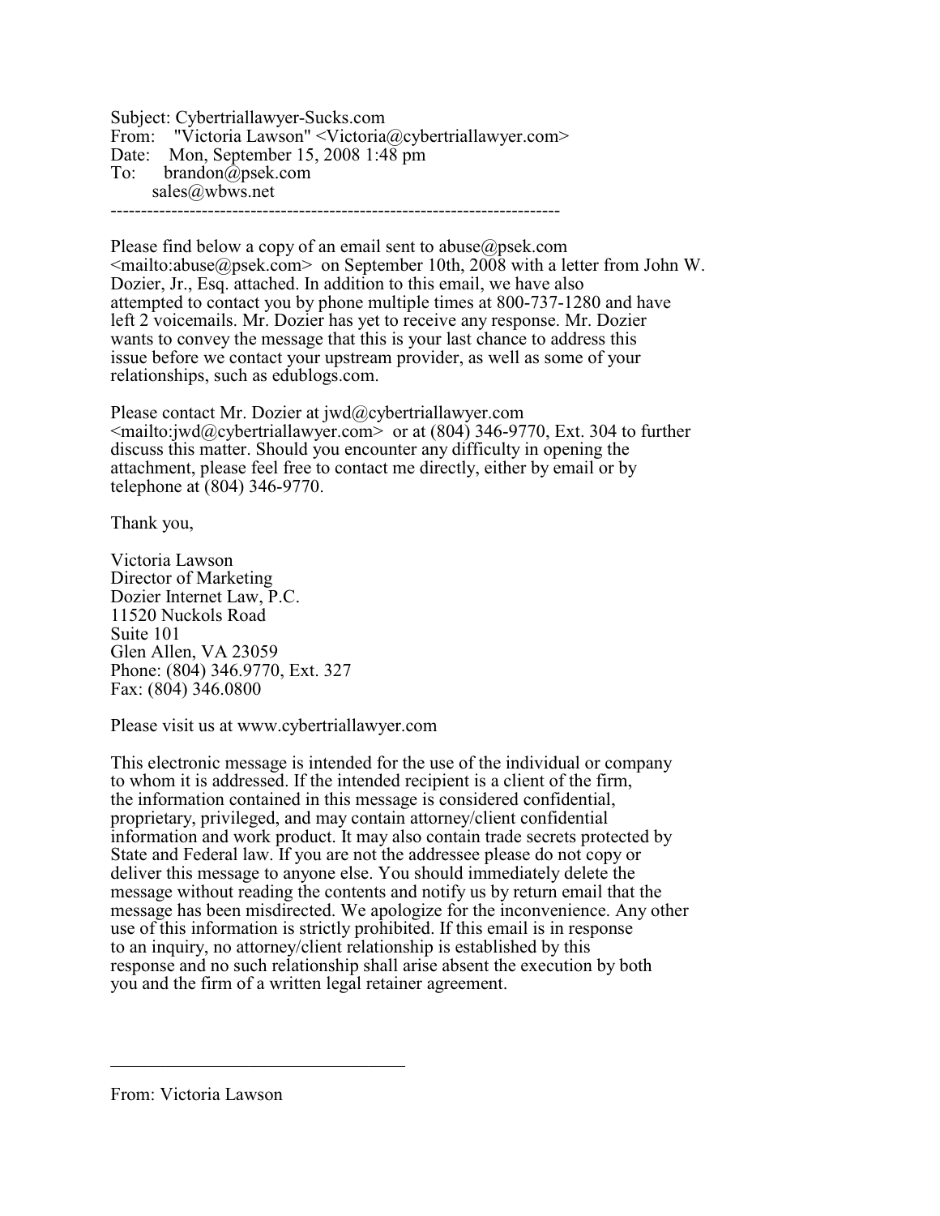Subject: Cybertriallawyer-Sucks.com
From: "Victoria Lawson" <Victoria@cybertriallawyer.com>
Date: Mon, September 15, 2008 1:48 pm
To: brandon@psek.com
sales@wbws.net

---

Please find below a copy of an email sent to abuse@psek.com <mailto:abuse@psek.com> on September 10th, 2008 with a letter from John W. Dozier, Jr., Esq. attached. In addition to this email, we have also attempted to contact you by phone multiple times at 800-737-1280 and have left 2 voicemails. Mr. Dozier has yet to receive any response. Mr. Dozier wants to convey the message that this is your last chance to address this issue before we contact your upstream provider, as well as some of your relationships, such as edublogs.com.

Please contact Mr. Dozier at jwd@cybertriallawyer.com <mailto:jwd@cybertriallawyer.com> or at (804) 346-9770, Ext. 304 to further discuss this matter. Should you encounter any difficulty in opening the attachment, please feel free to contact me directly, either by email or by telephone at (804) 346-9770.

Thank you,

Victoria Lawson
Director of Marketing
Dozier Internet Law, P.C.
11520 Nuckols Road
Suite 101
Glen Allen, VA 23059
Phone: (804) 346.9770, Ext. 327
Fax: (804) 346.0800

Please visit us at www.cybertriallawyer.com

This electronic message is intended for the use of the individual or company to whom it is addressed. If the intended recipient is a client of the firm, the information contained in this message is considered confidential, proprietary, privileged, and may contain attorney/client confidential information and work product. It may also contain trade secrets protected by State and Federal law. If you are not the addressee please do not copy or deliver this message to anyone else. You should immediately delete the message without reading the contents and notify us by return email that the message has been misdirected. We apologize for the inconvenience. Any other use of this information is strictly prohibited. If this email is in response to an inquiry, no attorney/client relationship is established by this response and no such relationship shall arise absent the execution by both you and the firm of a written legal retainer agreement.

---

From: Victoria Lawson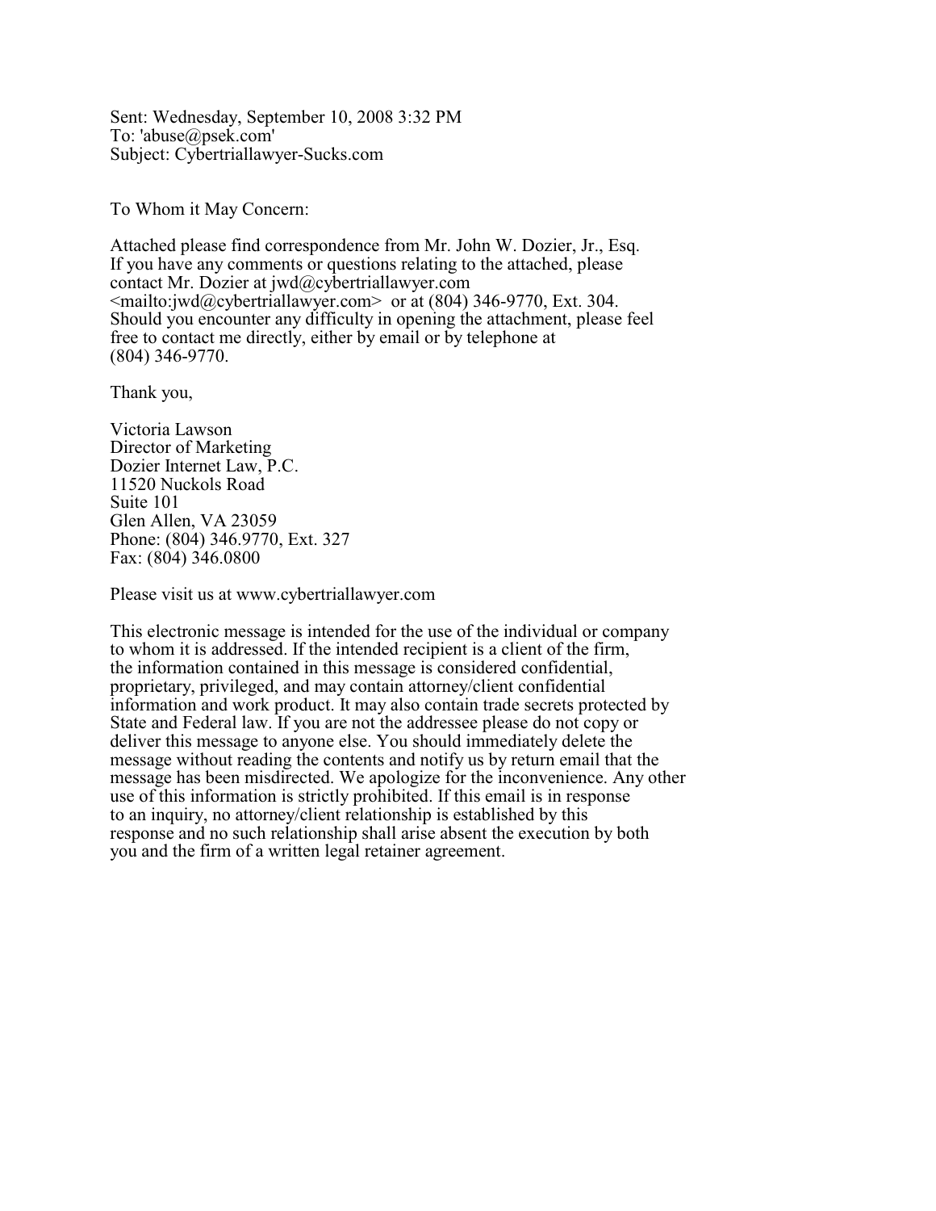Sent: Wednesday, September 10, 2008 3:32 PM
To: 'abuse@psek.com'
Subject: Cybertriallawyer-Sucks.com

To Whom it May Concern:

Attached please find correspondence from Mr. John W. Dozier, Jr., Esq. If you have any comments or questions relating to the attached, please contact Mr. Dozier at jwd@cybertriallawyer.com <mailto:jwd@cybertriallawyer.com> or at (804) 346-9770, Ext. 304. Should you encounter any difficulty in opening the attachment, please feel free to contact me directly, either by email or by telephone at (804) 346-9770.

Thank you,

Victoria Lawson
Director of Marketing
Dozier Internet Law, P.C.
11520 Nuckols Road
Suite 101
Glen Allen, VA 23059
Phone: (804) 346.9770, Ext. 327
Fax: (804) 346.0800

Please visit us at www.cybertriallawyer.com

This electronic message is intended for the use of the individual or company to whom it is addressed. If the intended recipient is a client of the firm, the information contained in this message is considered confidential, proprietary, privileged, and may contain attorney/client confidential information and work product. It may also contain trade secrets protected by State and Federal law. If you are not the addressee please do not copy or deliver this message to anyone else. You should immediately delete the message without reading the contents and notify us by return email that the message has been misdirected. We apologize for the inconvenience. Any other use of this information is strictly prohibited. If this email is in response to an inquiry, no attorney/client relationship is established by this response and no such relationship shall arise absent the execution by both you and the firm of a written legal retainer agreement.